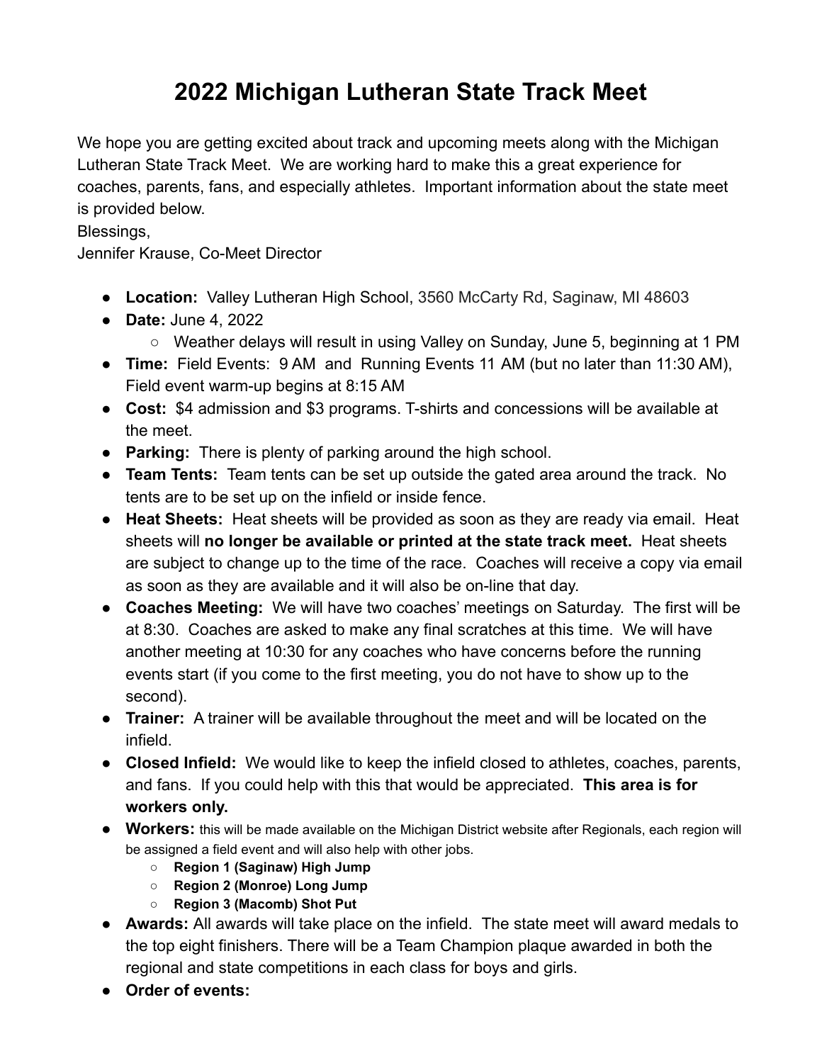# 2022 Michigan Lutheran State Track Meet

We hope you are getting excited about track and upcoming meets along with the Michigan Lutheran State Track Meet. We are working hard to make this a great experience for coaches, parents, fans, and especially athletes. Important information about the state meet is provided below.
Blessings,
Jennifer Krause, Co-Meet Director

- **Location:** Valley Lutheran High School, 3560 McCarty Rd, Saginaw, MI 48603
- **Date:** June 4, 2022
  - Weather delays will result in using Valley on Sunday, June 5, beginning at 1 PM
- **Time:** Field Events: 9 AM and Running Events 11 AM (but no later than 11:30 AM), Field event warm-up begins at 8:15 AM
- **Cost:** $4 admission and $3 programs. T-shirts and concessions will be available at the meet.
- **Parking:** There is plenty of parking around the high school.
- **Team Tents:** Team tents can be set up outside the gated area around the track. No tents are to be set up on the infield or inside fence.
- **Heat Sheets:** Heat sheets will be provided as soon as they are ready via email. Heat sheets will **no longer be available or printed at the state track meet.** Heat sheets are subject to change up to the time of the race. Coaches will receive a copy via email as soon as they are available and it will also be on-line that day.
- **Coaches Meeting:** We will have two coaches' meetings on Saturday. The first will be at 8:30. Coaches are asked to make any final scratches at this time. We will have another meeting at 10:30 for any coaches who have concerns before the running events start (if you come to the first meeting, you do not have to show up to the second).
- **Trainer:** A trainer will be available throughout the meet and will be located on the infield.
- **Closed Infield:** We would like to keep the infield closed to athletes, coaches, parents, and fans. If you could help with this that would be appreciated. **This area is for workers only.**
- **Workers:** this will be made available on the Michigan District website after Regionals, each region will be assigned a field event and will also help with other jobs.
  - **Region 1 (Saginaw) High Jump**
  - **Region 2 (Monroe) Long Jump**
  - **Region 3 (Macomb) Shot Put**
- **Awards:** All awards will take place on the infield. The state meet will award medals to the top eight finishers. There will be a Team Champion plaque awarded in both the regional and state competitions in each class for boys and girls.
- **Order of events:**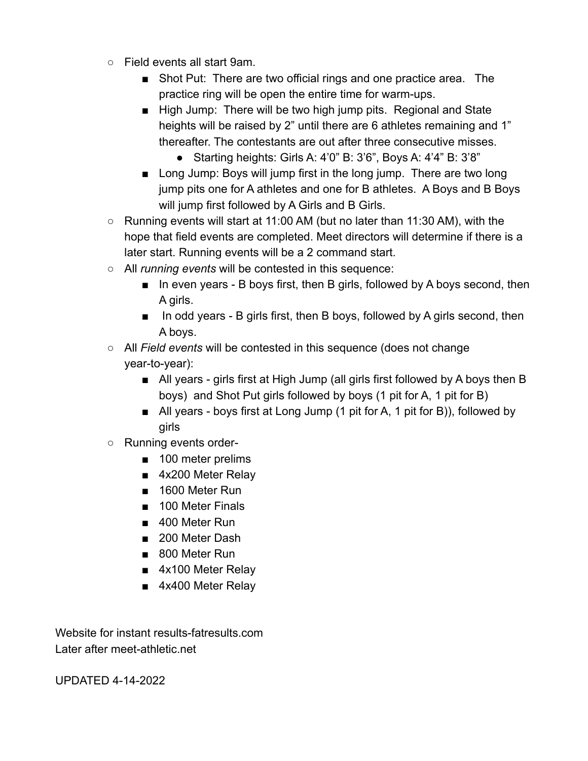- Field events all start 9am.
  - Shot Put: There are two official rings and one practice area. The practice ring will be open the entire time for warm-ups.
  - High Jump: There will be two high jump pits. Regional and State heights will be raised by 2" until there are 6 athletes remaining and 1" thereafter. The contestants are out after three consecutive misses.
    - Starting heights: Girls A: 4'0" B: 3'6", Boys A: 4'4" B: 3'8"
  - Long Jump: Boys will jump first in the long jump. There are two long jump pits one for A athletes and one for B athletes. A Boys and B Boys will jump first followed by A Girls and B Girls.
- Running events will start at 11:00 AM (but no later than 11:30 AM), with the hope that field events are completed. Meet directors will determine if there is a later start. Running events will be a 2 command start.
- All *running events* will be contested in this sequence:
  - In even years - B boys first, then B girls, followed by A boys second, then A girls.
  - In odd years - B girls first, then B boys, followed by A girls second, then A boys.
- All *Field events* will be contested in this sequence (does not change year-to-year):
  - All years - girls first at High Jump (all girls first followed by A boys then B boys) and Shot Put girls followed by boys (1 pit for A, 1 pit for B)
  - All years - boys first at Long Jump (1 pit for A, 1 pit for B)), followed by girls
- Running events order-
  - 100 meter prelims
  - 4x200 Meter Relay
  - 1600 Meter Run
  - 100 Meter Finals
  - 400 Meter Run
  - 200 Meter Dash
  - 800 Meter Run
  - 4x100 Meter Relay
  - 4x400 Meter Relay

Website for instant results-fatresults.com
Later after meet-athletic.net

UPDATED 4-14-2022